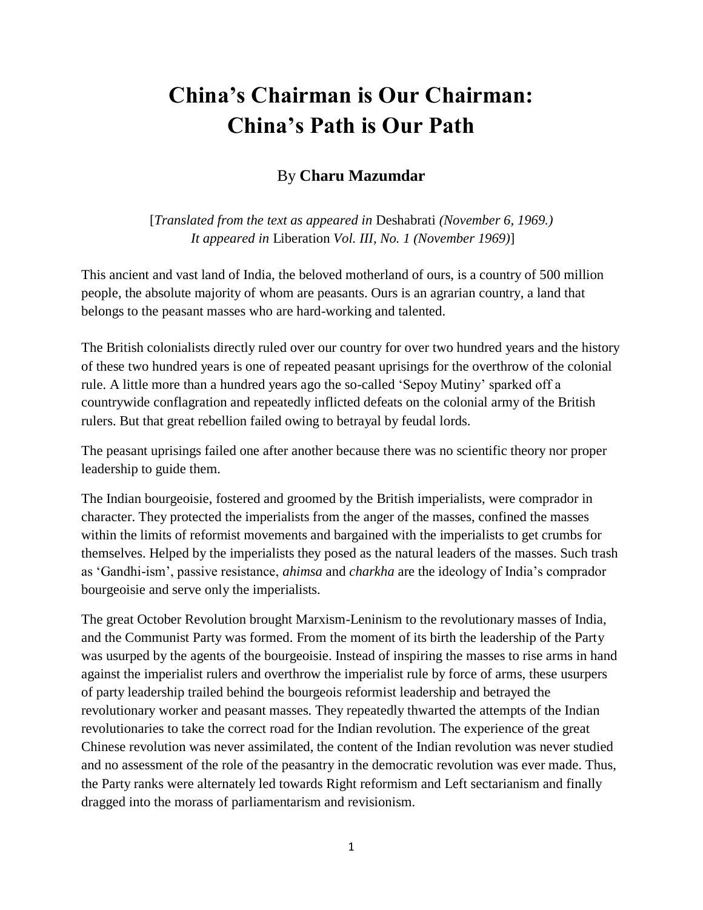# China's Chairman is Our Chairman: China's Path is Our Path

By **Charu Mazumdar**

[*Translated from the text as appeared in* Deshabrati *(November 6, 1969.) It appeared in* Liberation *Vol. III, No. 1 (November 1969)*]

This ancient and vast land of India, the beloved motherland of ours, is a country of 500 million people, the absolute majority of whom are peasants. Ours is an agrarian country, a land that belongs to the peasant masses who are hard-working and talented.

The British colonialists directly ruled over our country for over two hundred years and the history of these two hundred years is one of repeated peasant uprisings for the overthrow of the colonial rule. A little more than a hundred years ago the so-called 'Sepoy Mutiny' sparked off a countrywide conflagration and repeatedly inflicted defeats on the colonial army of the British rulers. But that great rebellion failed owing to betrayal by feudal lords.

The peasant uprisings failed one after another because there was no scientific theory nor proper leadership to guide them.

The Indian bourgeoisie, fostered and groomed by the British imperialists, were comprador in character. They protected the imperialists from the anger of the masses, confined the masses within the limits of reformist movements and bargained with the imperialists to get crumbs for themselves. Helped by the imperialists they posed as the natural leaders of the masses. Such trash as 'Gandhi-ism', passive resistance, *ahimsa* and *charkha* are the ideology of India's comprador bourgeoisie and serve only the imperialists.

The great October Revolution brought Marxism-Leninism to the revolutionary masses of India, and the Communist Party was formed. From the moment of its birth the leadership of the Party was usurped by the agents of the bourgeoisie. Instead of inspiring the masses to rise arms in hand against the imperialist rulers and overthrow the imperialist rule by force of arms, these usurpers of party leadership trailed behind the bourgeois reformist leadership and betrayed the revolutionary worker and peasant masses. They repeatedly thwarted the attempts of the Indian revolutionaries to take the correct road for the Indian revolution. The experience of the great Chinese revolution was never assimilated, the content of the Indian revolution was never studied and no assessment of the role of the peasantry in the democratic revolution was ever made. Thus, the Party ranks were alternately led towards Right reformism and Left sectarianism and finally dragged into the morass of parliamentarism and revisionism.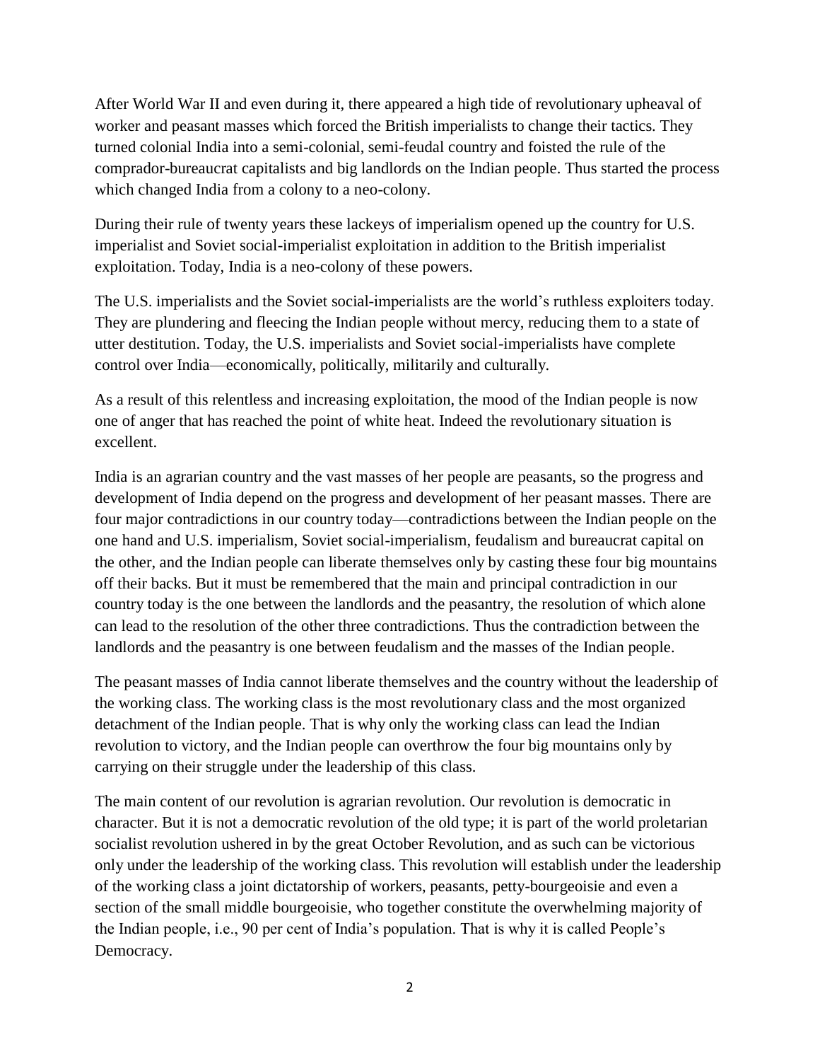After World War II and even during it, there appeared a high tide of revolutionary upheaval of worker and peasant masses which forced the British imperialists to change their tactics. They turned colonial India into a semi-colonial, semi-feudal country and foisted the rule of the comprador-bureaucrat capitalists and big landlords on the Indian people. Thus started the process which changed India from a colony to a neo-colony.

During their rule of twenty years these lackeys of imperialism opened up the country for U.S. imperialist and Soviet social-imperialist exploitation in addition to the British imperialist exploitation. Today, India is a neo-colony of these powers.

The U.S. imperialists and the Soviet social-imperialists are the world's ruthless exploiters today. They are plundering and fleecing the Indian people without mercy, reducing them to a state of utter destitution. Today, the U.S. imperialists and Soviet social-imperialists have complete control over India—economically, politically, militarily and culturally.

As a result of this relentless and increasing exploitation, the mood of the Indian people is now one of anger that has reached the point of white heat. Indeed the revolutionary situation is excellent.

India is an agrarian country and the vast masses of her people are peasants, so the progress and development of India depend on the progress and development of her peasant masses. There are four major contradictions in our country today—contradictions between the Indian people on the one hand and U.S. imperialism, Soviet social-imperialism, feudalism and bureaucrat capital on the other, and the Indian people can liberate themselves only by casting these four big mountains off their backs. But it must be remembered that the main and principal contradiction in our country today is the one between the landlords and the peasantry, the resolution of which alone can lead to the resolution of the other three contradictions. Thus the contradiction between the landlords and the peasantry is one between feudalism and the masses of the Indian people.

The peasant masses of India cannot liberate themselves and the country without the leadership of the working class. The working class is the most revolutionary class and the most organized detachment of the Indian people. That is why only the working class can lead the Indian revolution to victory, and the Indian people can overthrow the four big mountains only by carrying on their struggle under the leadership of this class.

The main content of our revolution is agrarian revolution. Our revolution is democratic in character. But it is not a democratic revolution of the old type; it is part of the world proletarian socialist revolution ushered in by the great October Revolution, and as such can be victorious only under the leadership of the working class. This revolution will establish under the leadership of the working class a joint dictatorship of workers, peasants, petty-bourgeoisie and even a section of the small middle bourgeoisie, who together constitute the overwhelming majority of the Indian people, i.e., 90 per cent of India's population. That is why it is called People's Democracy.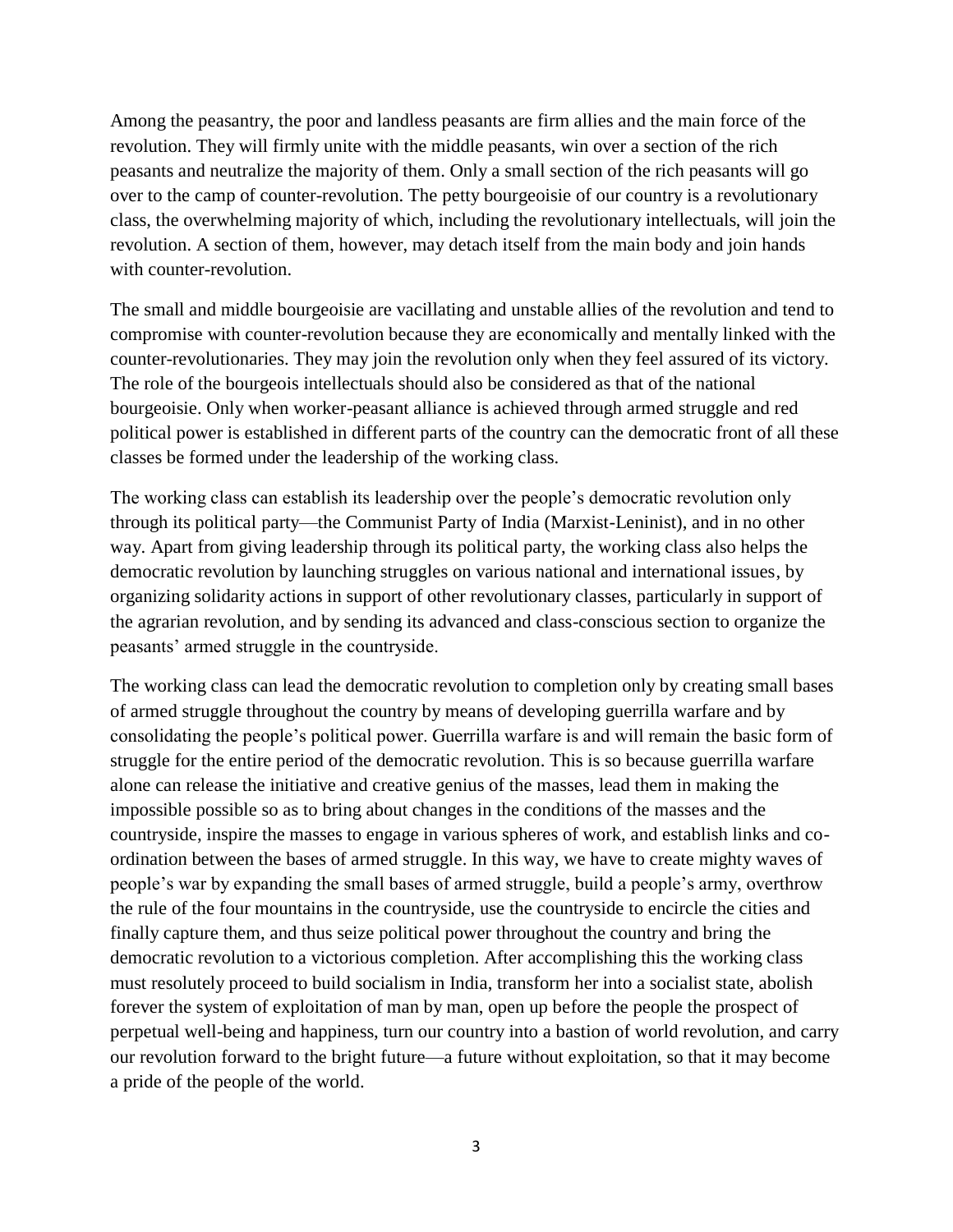Among the peasantry, the poor and landless peasants are firm allies and the main force of the revolution. They will firmly unite with the middle peasants, win over a section of the rich peasants and neutralize the majority of them. Only a small section of the rich peasants will go over to the camp of counter-revolution. The petty bourgeoisie of our country is a revolutionary class, the overwhelming majority of which, including the revolutionary intellectuals, will join the revolution. A section of them, however, may detach itself from the main body and join hands with counter-revolution.

The small and middle bourgeoisie are vacillating and unstable allies of the revolution and tend to compromise with counter-revolution because they are economically and mentally linked with the counter-revolutionaries. They may join the revolution only when they feel assured of its victory. The role of the bourgeois intellectuals should also be considered as that of the national bourgeoisie. Only when worker-peasant alliance is achieved through armed struggle and red political power is established in different parts of the country can the democratic front of all these classes be formed under the leadership of the working class.

The working class can establish its leadership over the people's democratic revolution only through its political party—the Communist Party of India (Marxist-Leninist), and in no other way. Apart from giving leadership through its political party, the working class also helps the democratic revolution by launching struggles on various national and international issues, by organizing solidarity actions in support of other revolutionary classes, particularly in support of the agrarian revolution, and by sending its advanced and class-conscious section to organize the peasants' armed struggle in the countryside.

The working class can lead the democratic revolution to completion only by creating small bases of armed struggle throughout the country by means of developing guerrilla warfare and by consolidating the people's political power. Guerrilla warfare is and will remain the basic form of struggle for the entire period of the democratic revolution. This is so because guerrilla warfare alone can release the initiative and creative genius of the masses, lead them in making the impossible possible so as to bring about changes in the conditions of the masses and the countryside, inspire the masses to engage in various spheres of work, and establish links and co-ordination between the bases of armed struggle. In this way, we have to create mighty waves of people's war by expanding the small bases of armed struggle, build a people's army, overthrow the rule of the four mountains in the countryside, use the countryside to encircle the cities and finally capture them, and thus seize political power throughout the country and bring the democratic revolution to a victorious completion. After accomplishing this the working class must resolutely proceed to build socialism in India, transform her into a socialist state, abolish forever the system of exploitation of man by man, open up before the people the prospect of perpetual well-being and happiness, turn our country into a bastion of world revolution, and carry our revolution forward to the bright future—a future without exploitation, so that it may become a pride of the people of the world.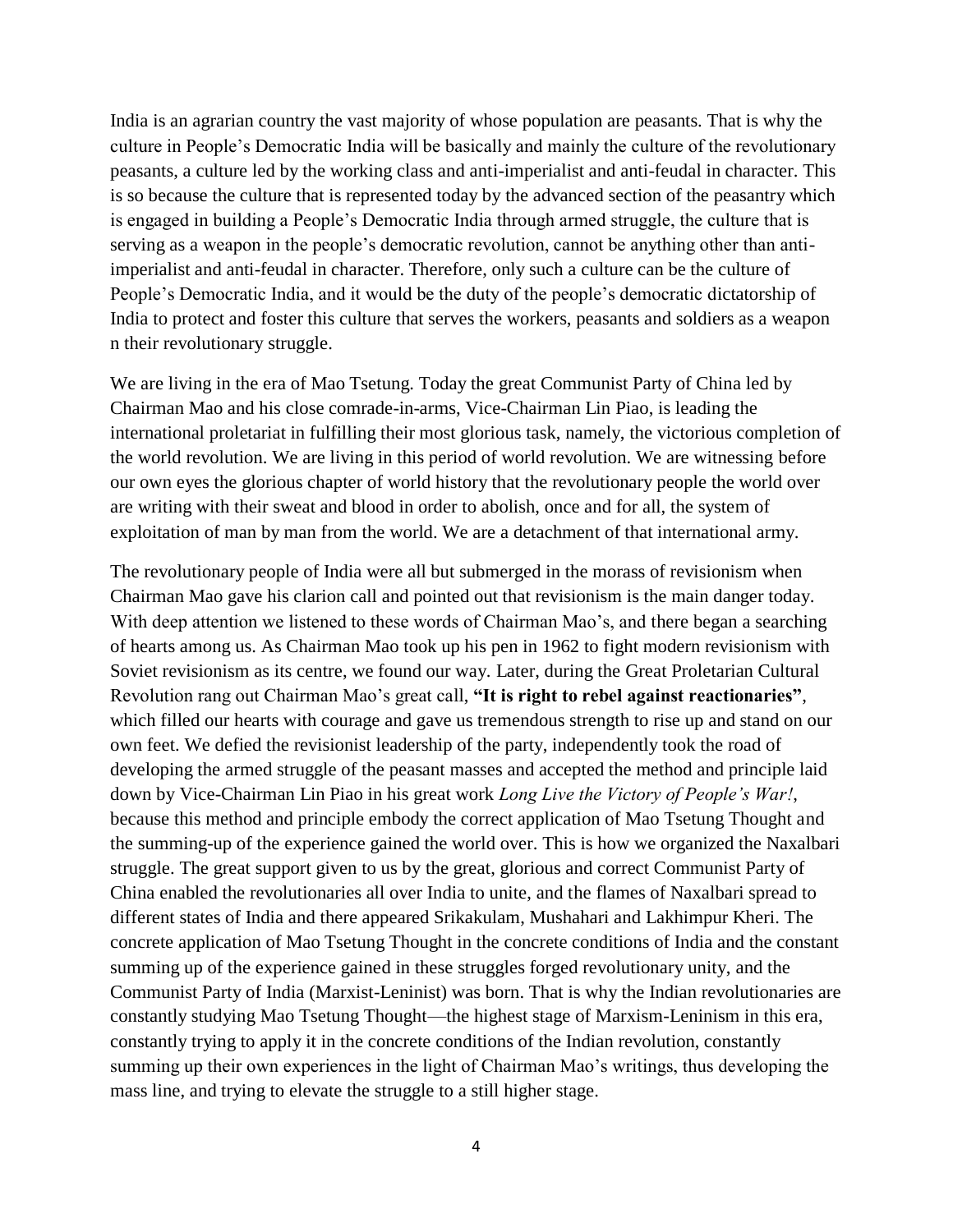India is an agrarian country the vast majority of whose population are peasants. That is why the culture in People's Democratic India will be basically and mainly the culture of the revolutionary peasants, a culture led by the working class and anti-imperialist and anti-feudal in character. This is so because the culture that is represented today by the advanced section of the peasantry which is engaged in building a People's Democratic India through armed struggle, the culture that is serving as a weapon in the people's democratic revolution, cannot be anything other than anti-imperialist and anti-feudal in character. Therefore, only such a culture can be the culture of People's Democratic India, and it would be the duty of the people's democratic dictatorship of India to protect and foster this culture that serves the workers, peasants and soldiers as a weapon n their revolutionary struggle.

We are living in the era of Mao Tsetung. Today the great Communist Party of China led by Chairman Mao and his close comrade-in-arms, Vice-Chairman Lin Piao, is leading the international proletariat in fulfilling their most glorious task, namely, the victorious completion of the world revolution. We are living in this period of world revolution. We are witnessing before our own eyes the glorious chapter of world history that the revolutionary people the world over are writing with their sweat and blood in order to abolish, once and for all, the system of exploitation of man by man from the world. We are a detachment of that international army.

The revolutionary people of India were all but submerged in the morass of revisionism when Chairman Mao gave his clarion call and pointed out that revisionism is the main danger today. With deep attention we listened to these words of Chairman Mao's, and there began a searching of hearts among us. As Chairman Mao took up his pen in 1962 to fight modern revisionism with Soviet revisionism as its centre, we found our way. Later, during the Great Proletarian Cultural Revolution rang out Chairman Mao's great call, **"It is right to rebel against reactionaries"**, which filled our hearts with courage and gave us tremendous strength to rise up and stand on our own feet. We defied the revisionist leadership of the party, independently took the road of developing the armed struggle of the peasant masses and accepted the method and principle laid down by Vice-Chairman Lin Piao in his great work *Long Live the Victory of People's War!*, because this method and principle embody the correct application of Mao Tsetung Thought and the summing-up of the experience gained the world over. This is how we organized the Naxalbari struggle. The great support given to us by the great, glorious and correct Communist Party of China enabled the revolutionaries all over India to unite, and the flames of Naxalbari spread to different states of India and there appeared Srikakulam, Mushahari and Lakhimpur Kheri. The concrete application of Mao Tsetung Thought in the concrete conditions of India and the constant summing up of the experience gained in these struggles forged revolutionary unity, and the Communist Party of India (Marxist-Leninist) was born. That is why the Indian revolutionaries are constantly studying Mao Tsetung Thought—the highest stage of Marxism-Leninism in this era, constantly trying to apply it in the concrete conditions of the Indian revolution, constantly summing up their own experiences in the light of Chairman Mao's writings, thus developing the mass line, and trying to elevate the struggle to a still higher stage.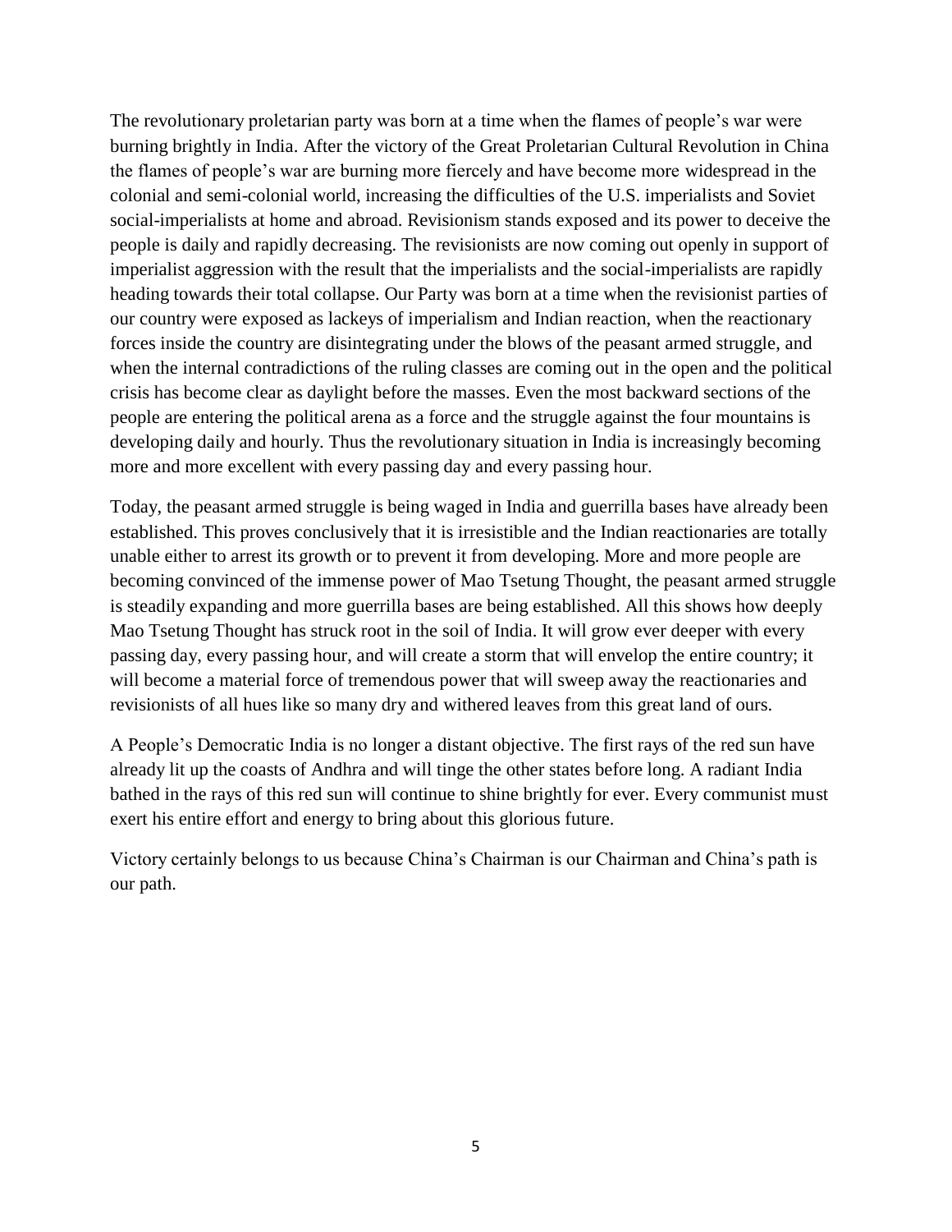The revolutionary proletarian party was born at a time when the flames of people's war were burning brightly in India. After the victory of the Great Proletarian Cultural Revolution in China the flames of people's war are burning more fiercely and have become more widespread in the colonial and semi-colonial world, increasing the difficulties of the U.S. imperialists and Soviet social-imperialists at home and abroad. Revisionism stands exposed and its power to deceive the people is daily and rapidly decreasing. The revisionists are now coming out openly in support of imperialist aggression with the result that the imperialists and the social-imperialists are rapidly heading towards their total collapse. Our Party was born at a time when the revisionist parties of our country were exposed as lackeys of imperialism and Indian reaction, when the reactionary forces inside the country are disintegrating under the blows of the peasant armed struggle, and when the internal contradictions of the ruling classes are coming out in the open and the political crisis has become clear as daylight before the masses. Even the most backward sections of the people are entering the political arena as a force and the struggle against the four mountains is developing daily and hourly. Thus the revolutionary situation in India is increasingly becoming more and more excellent with every passing day and every passing hour.

Today, the peasant armed struggle is being waged in India and guerrilla bases have already been established. This proves conclusively that it is irresistible and the Indian reactionaries are totally unable either to arrest its growth or to prevent it from developing. More and more people are becoming convinced of the immense power of Mao Tsetung Thought, the peasant armed struggle is steadily expanding and more guerrilla bases are being established. All this shows how deeply Mao Tsetung Thought has struck root in the soil of India. It will grow ever deeper with every passing day, every passing hour, and will create a storm that will envelop the entire country; it will become a material force of tremendous power that will sweep away the reactionaries and revisionists of all hues like so many dry and withered leaves from this great land of ours.

A People's Democratic India is no longer a distant objective. The first rays of the red sun have already lit up the coasts of Andhra and will tinge the other states before long. A radiant India bathed in the rays of this red sun will continue to shine brightly for ever. Every communist must exert his entire effort and energy to bring about this glorious future.

Victory certainly belongs to us because China's Chairman is our Chairman and China's path is our path.